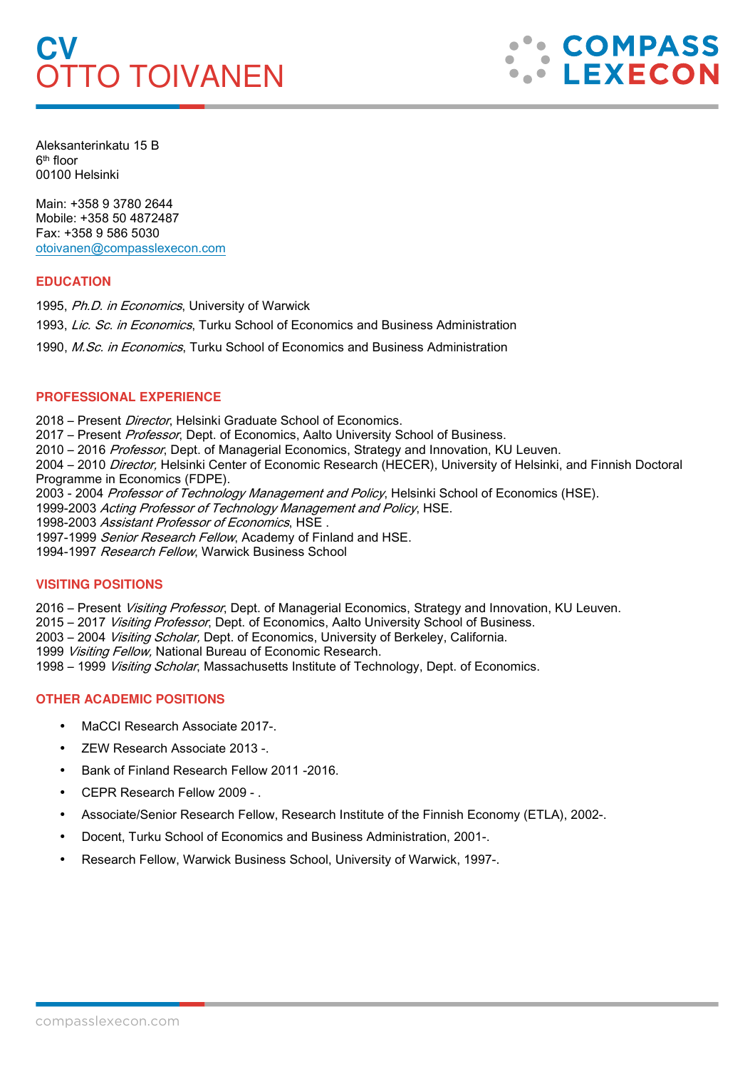# CV
# OTTO TOIVANEN

COMPASS LEXECON

Aleksanterinkatu 15 B
6th floor
00100 Helsinki

Main: +358 9 3780 2644
Mobile: +358 50 4872487
Fax: +358 9 586 5030
otoivanen@compasslexecon.com

## EDUCATION

1995, *Ph.D. in Economics*, University of Warwick

1993, *Lic. Sc. in Economics*, Turku School of Economics and Business Administration

1990, *M.Sc. in Economics*, Turku School of Economics and Business Administration

## PROFESSIONAL EXPERIENCE

2018 – Present *Director*, Helsinki Graduate School of Economics.
2017 – Present *Professor*, Dept. of Economics, Aalto University School of Business.
2010 – 2016 *Professor*, Dept. of Managerial Economics, Strategy and Innovation, KU Leuven.
2004 – 2010 *Director,* Helsinki Center of Economic Research (HECER), University of Helsinki, and Finnish Doctoral Programme in Economics (FDPE).
2003 - 2004 *Professor of Technology Management and Policy*, Helsinki School of Economics (HSE).
1999-2003 *Acting Professor of Technology Management and Policy*, HSE.
1998-2003 *Assistant Professor of Economics*, HSE .
1997-1999 *Senior Research Fellow*, Academy of Finland and HSE.
1994-1997 *Research Fellow*, Warwick Business School

## VISITING POSITIONS

2016 – Present *Visiting Professor*, Dept. of Managerial Economics, Strategy and Innovation, KU Leuven.
2015 – 2017 *Visiting Professor*, Dept. of Economics, Aalto University School of Business.
2003 – 2004 *Visiting Scholar,* Dept. of Economics, University of Berkeley, California.
1999 *Visiting Fellow,* National Bureau of Economic Research.
1998 – 1999 *Visiting Scholar*, Massachusetts Institute of Technology, Dept. of Economics.

## OTHER ACADEMIC POSITIONS

- MaCCI Research Associate 2017-.
- ZEW Research Associate 2013 -.
- Bank of Finland Research Fellow 2011 -2016.
- CEPR Research Fellow 2009 - .
- Associate/Senior Research Fellow, Research Institute of the Finnish Economy (ETLA), 2002-.
- Docent, Turku School of Economics and Business Administration, 2001-.
- Research Fellow, Warwick Business School, University of Warwick, 1997-.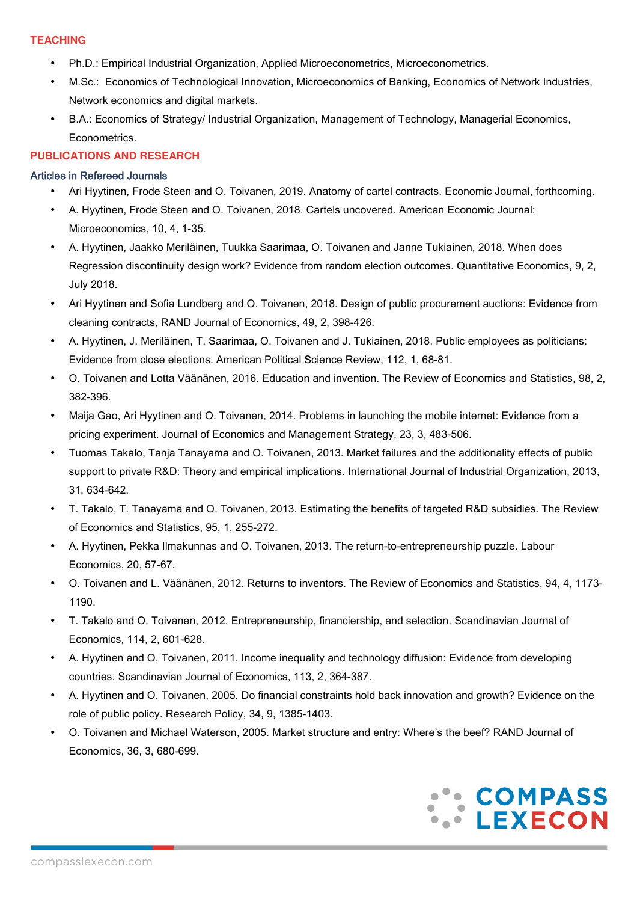## TEACHING

- Ph.D.: Empirical Industrial Organization, Applied Microeconometrics, Microeconometrics.
- M.Sc.: Economics of Technological Innovation, Microeconomics of Banking, Economics of Network Industries, Network economics and digital markets.
- B.A.: Economics of Strategy/ Industrial Organization, Management of Technology, Managerial Economics, Econometrics.

## PUBLICATIONS AND RESEARCH

### Articles in Refereed Journals

- Ari Hyytinen, Frode Steen and O. Toivanen, 2019. Anatomy of cartel contracts. Economic Journal, forthcoming.
- A. Hyytinen, Frode Steen and O. Toivanen, 2018. Cartels uncovered. American Economic Journal: Microeconomics, 10, 4, 1-35.
- A. Hyytinen, Jaakko Meriläinen, Tuukka Saarimaa, O. Toivanen and Janne Tukiainen, 2018. When does Regression discontinuity design work? Evidence from random election outcomes. Quantitative Economics, 9, 2, July 2018.
- Ari Hyytinen and Sofia Lundberg and O. Toivanen, 2018. Design of public procurement auctions: Evidence from cleaning contracts, RAND Journal of Economics, 49, 2, 398-426.
- A. Hyytinen, J. Meriläinen, T. Saarimaa, O. Toivanen and J. Tukiainen, 2018. Public employees as politicians: Evidence from close elections. American Political Science Review, 112, 1, 68-81.
- O. Toivanen and Lotta Väänänen, 2016. Education and invention. The Review of Economics and Statistics, 98, 2, 382-396.
- Maija Gao, Ari Hyytinen and O. Toivanen, 2014. Problems in launching the mobile internet: Evidence from a pricing experiment. Journal of Economics and Management Strategy, 23, 3, 483-506.
- Tuomas Takalo, Tanja Tanayama and O. Toivanen, 2013. Market failures and the additionality effects of public support to private R&D: Theory and empirical implications. International Journal of Industrial Organization, 2013, 31, 634-642.
- T. Takalo, T. Tanayama and O. Toivanen, 2013. Estimating the benefits of targeted R&D subsidies. The Review of Economics and Statistics, 95, 1, 255-272.
- A. Hyytinen, Pekka Ilmakunnas and O. Toivanen, 2013. The return-to-entrepreneurship puzzle. Labour Economics, 20, 57-67.
- O. Toivanen and L. Väänänen, 2012. Returns to inventors. The Review of Economics and Statistics, 94, 4, 1173-1190.
- T. Takalo and O. Toivanen, 2012. Entrepreneurship, financiership, and selection. Scandinavian Journal of Economics, 114, 2, 601-628.
- A. Hyytinen and O. Toivanen, 2011. Income inequality and technology diffusion: Evidence from developing countries. Scandinavian Journal of Economics, 113, 2, 364-387.
- A. Hyytinen and O. Toivanen, 2005. Do financial constraints hold back innovation and growth? Evidence on the role of public policy. Research Policy, 34, 9, 1385-1403.
- O. Toivanen and Michael Waterson, 2005. Market structure and entry: Where's the beef? RAND Journal of Economics, 36, 3, 680-699.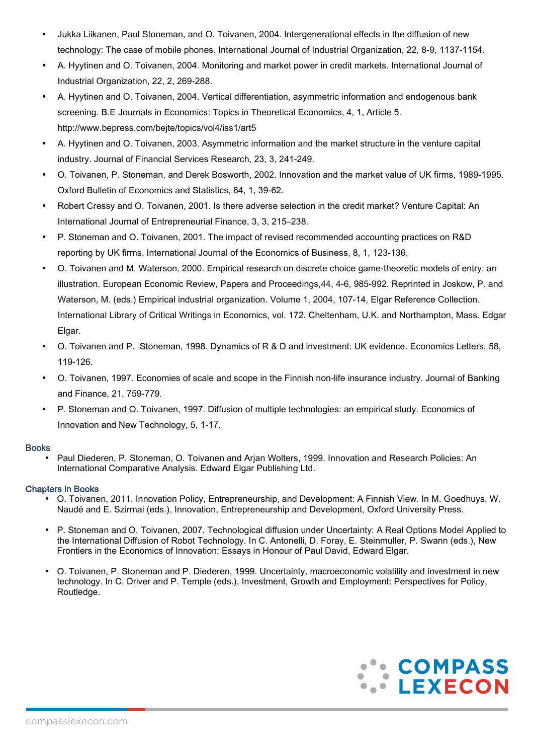- Jukka Liikanen, Paul Stoneman, and O. Toivanen, 2004. Intergenerational effects in the diffusion of new technology: The case of mobile phones. International Journal of Industrial Organization, 22, 8-9, 1137-1154.
- A. Hyytinen and O. Toivanen, 2004. Monitoring and market power in credit markets. International Journal of Industrial Organization, 22, 2, 269-288.
- A. Hyytinen and O. Toivanen, 2004. Vertical differentiation, asymmetric information and endogenous bank screening. B.E Journals in Economics: Topics in Theoretical Economics, 4, 1, Article 5. http://www.bepress.com/bejte/topics/vol4/iss1/art5
- A. Hyytinen and O. Toivanen, 2003. Asymmetric information and the market structure in the venture capital industry. Journal of Financial Services Research, 23, 3, 241-249.
- O. Toivanen, P. Stoneman, and Derek Bosworth, 2002. Innovation and the market value of UK firms, 1989-1995. Oxford Bulletin of Economics and Statistics, 64, 1, 39-62.
- Robert Cressy and O. Toivanen, 2001. Is there adverse selection in the credit market? Venture Capital: An International Journal of Entrepreneurial Finance, 3, 3, 215–238.
- P. Stoneman and O. Toivanen, 2001. The impact of revised recommended accounting practices on R&D reporting by UK firms. International Journal of the Economics of Business, 8, 1, 123-136.
- O. Toivanen and M. Waterson, 2000. Empirical research on discrete choice game-theoretic models of entry: an illustration. European Economic Review, Papers and Proceedings,44, 4-6, 985-992. Reprinted in Joskow, P. and Waterson, M. (eds.) Empirical industrial organization. Volume 1, 2004, 107-14, Elgar Reference Collection. International Library of Critical Writings in Economics, vol. 172. Cheltenham, U.K. and Northampton, Mass. Edgar Elgar.
- O. Toivanen and P. Stoneman, 1998. Dynamics of R & D and investment: UK evidence. Economics Letters, 58, 119-126.
- O. Toivanen, 1997. Economies of scale and scope in the Finnish non-life insurance industry. Journal of Banking and Finance, 21, 759-779.
- P. Stoneman and O. Toivanen, 1997. Diffusion of multiple technologies: an empirical study. Economics of Innovation and New Technology, 5, 1-17.

## Books

- Paul Diederen, P. Stoneman, O. Toivanen and Arjan Wolters, 1999. Innovation and Research Policies: An International Comparative Analysis. Edward Elgar Publishing Ltd.

## Chapters in Books

- O. Toivanen, 2011. Innovation Policy, Entrepreneurship, and Development: A Finnish View. In M. Goedhuys, W. Naudé and E. Szirmai (eds.), Innovation, Entrepreneurship and Development, Oxford University Press.
- P. Stoneman and O. Toivanen, 2007. Technological diffusion under Uncertainty: A Real Options Model Applied to the International Diffusion of Robot Technology. In C. Antonelli, D. Foray, E. Steinmuller, P. Swann (eds.), New Frontiers in the Economics of Innovation: Essays in Honour of Paul David, Edward Elgar.
- O. Toivanen, P. Stoneman and P. Diederen, 1999. Uncertainty, macroeconomic volatility and investment in new technology. In C. Driver and P. Temple (eds.), Investment, Growth and Employment: Perspectives for Policy, Routledge.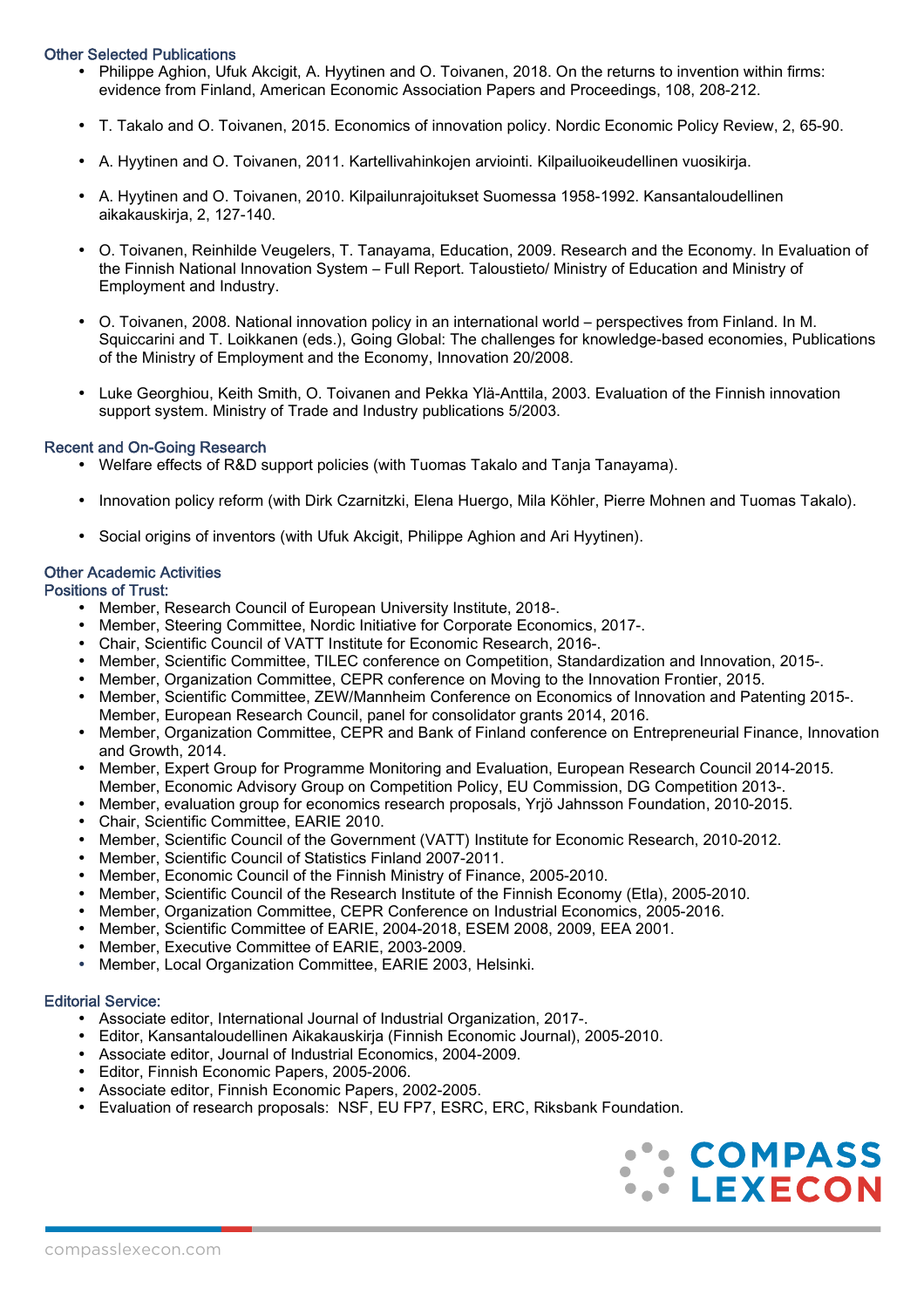### Other Selected Publications

- Philippe Aghion, Ufuk Akcigit, A. Hyytinen and O. Toivanen, 2018. On the returns to invention within firms: evidence from Finland, American Economic Association Papers and Proceedings, 108, 208-212.

- T. Takalo and O. Toivanen, 2015. Economics of innovation policy. Nordic Economic Policy Review, 2, 65-90.

- A. Hyytinen and O. Toivanen, 2011. Kartellivahinkojen arviointi. Kilpailuoikeudellinen vuosikirja.

- A. Hyytinen and O. Toivanen, 2010. Kilpailunrajoitukset Suomessa 1958-1992. Kansantaloudellinen aikakauskirja, 2, 127-140.

- O. Toivanen, Reinhilde Veugelers, T. Tanayama, Education, 2009. Research and the Economy. In Evaluation of the Finnish National Innovation System – Full Report. Taloustieto/ Ministry of Education and Ministry of Employment and Industry.

- O. Toivanen, 2008. National innovation policy in an international world – perspectives from Finland. In M. Squiccarini and T. Loikkanen (eds.), Going Global: The challenges for knowledge-based economies, Publications of the Ministry of Employment and the Economy, Innovation 20/2008.

- Luke Georghiou, Keith Smith, O. Toivanen and Pekka Ylä-Anttila, 2003. Evaluation of the Finnish innovation support system. Ministry of Trade and Industry publications 5/2003.

### Recent and On-Going Research

- Welfare effects of R&D support policies (with Tuomas Takalo and Tanja Tanayama).

- Innovation policy reform (with Dirk Czarnitzki, Elena Huergo, Mila Köhler, Pierre Mohnen and Tuomas Takalo).

- Social origins of inventors (with Ufuk Akcigit, Philippe Aghion and Ari Hyytinen).

### Other Academic Activities

#### Positions of Trust:

- Member, Research Council of European University Institute, 2018-.
- Member, Steering Committee, Nordic Initiative for Corporate Economics, 2017-.
- Chair, Scientific Council of VATT Institute for Economic Research, 2016-.
- Member, Scientific Committee, TILEC conference on Competition, Standardization and Innovation, 2015-.
- Member, Organization Committee, CEPR conference on Moving to the Innovation Frontier, 2015.
- Member, Scientific Committee, ZEW/Mannheim Conference on Economics of Innovation and Patenting 2015-. Member, European Research Council, panel for consolidator grants 2014, 2016.
- Member, Organization Committee, CEPR and Bank of Finland conference on Entrepreneurial Finance, Innovation and Growth, 2014.
- Member, Expert Group for Programme Monitoring and Evaluation, European Research Council 2014-2015. Member, Economic Advisory Group on Competition Policy, EU Commission, DG Competition 2013-.
- Member, evaluation group for economics research proposals, Yrjö Jahnsson Foundation, 2010-2015.
- Chair, Scientific Committee, EARIE 2010.
- Member, Scientific Council of the Government (VATT) Institute for Economic Research, 2010-2012.
- Member, Scientific Council of Statistics Finland 2007-2011.
- Member, Economic Council of the Finnish Ministry of Finance, 2005-2010.
- Member, Scientific Council of the Research Institute of the Finnish Economy (Etla), 2005-2010.
- Member, Organization Committee, CEPR Conference on Industrial Economics, 2005-2016.
- Member, Scientific Committee of EARIE, 2004-2018, ESEM 2008, 2009, EEA 2001.
- Member, Executive Committee of EARIE, 2003-2009.
- Member, Local Organization Committee, EARIE 2003, Helsinki.

#### Editorial Service:

- Associate editor, International Journal of Industrial Organization, 2017-.
- Editor, Kansantaloudellinen Aikakauskirja (Finnish Economic Journal), 2005-2010.
- Associate editor, Journal of Industrial Economics, 2004-2009.
- Editor, Finnish Economic Papers, 2005-2006.
- Associate editor, Finnish Economic Papers, 2002-2005.
- Evaluation of research proposals: NSF, EU FP7, ESRC, ERC, Riksbank Foundation.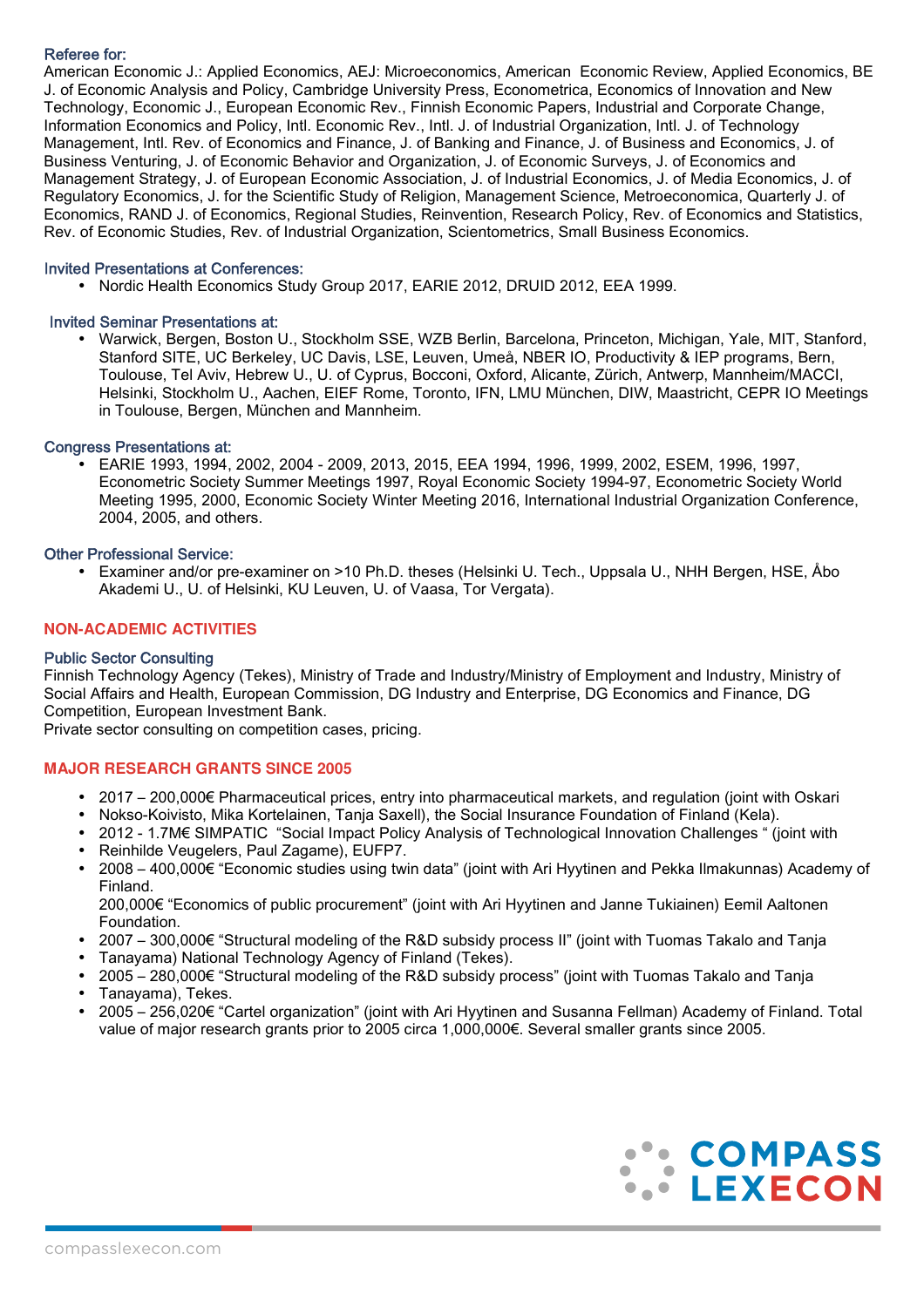### Referee for:

American Economic J.: Applied Economics, AEJ: Microeconomics, American Economic Review, Applied Economics, BE J. of Economic Analysis and Policy, Cambridge University Press, Econometrica, Economics of Innovation and New Technology, Economic J., European Economic Rev., Finnish Economic Papers, Industrial and Corporate Change, Information Economics and Policy, Intl. Economic Rev., Intl. J. of Industrial Organization, Intl. J. of Technology Management, Intl. Rev. of Economics and Finance, J. of Banking and Finance, J. of Business and Economics, J. of Business Venturing, J. of Economic Behavior and Organization, J. of Economic Surveys, J. of Economics and Management Strategy, J. of European Economic Association, J. of Industrial Economics, J. of Media Economics, J. of Regulatory Economics, J. for the Scientific Study of Religion, Management Science, Metroeconomica, Quarterly J. of Economics, RAND J. of Economics, Regional Studies, Reinvention, Research Policy, Rev. of Economics and Statistics, Rev. of Economic Studies, Rev. of Industrial Organization, Scientometrics, Small Business Economics.

### Invited Presentations at Conferences:

- Nordic Health Economics Study Group 2017, EARIE 2012, DRUID 2012, EEA 1999.

### Invited Seminar Presentations at:

- Warwick, Bergen, Boston U., Stockholm SSE, WZB Berlin, Barcelona, Princeton, Michigan, Yale, MIT, Stanford, Stanford SITE, UC Berkeley, UC Davis, LSE, Leuven, Umeå, NBER IO, Productivity & IEP programs, Bern, Toulouse, Tel Aviv, Hebrew U., U. of Cyprus, Bocconi, Oxford, Alicante, Zürich, Antwerp, Mannheim/MACCI, Helsinki, Stockholm U., Aachen, EIEF Rome, Toronto, IFN, LMU München, DIW, Maastricht, CEPR IO Meetings in Toulouse, Bergen, München and Mannheim.

### Congress Presentations at:

- EARIE 1993, 1994, 2002, 2004 - 2009, 2013, 2015, EEA 1994, 1996, 1999, 2002, ESEM, 1996, 1997, Econometric Society Summer Meetings 1997, Royal Economic Society 1994-97, Econometric Society World Meeting 1995, 2000, Economic Society Winter Meeting 2016, International Industrial Organization Conference, 2004, 2005, and others.

### Other Professional Service:

- Examiner and/or pre-examiner on >10 Ph.D. theses (Helsinki U. Tech., Uppsala U., NHH Bergen, HSE, Åbo Akademi U., U. of Helsinki, KU Leuven, U. of Vaasa, Tor Vergata).

## NON-ACADEMIC ACTIVITIES

### Public Sector Consulting

Finnish Technology Agency (Tekes), Ministry of Trade and Industry/Ministry of Employment and Industry, Ministry of Social Affairs and Health, European Commission, DG Industry and Enterprise, DG Economics and Finance, DG Competition, European Investment Bank.
Private sector consulting on competition cases, pricing.

## MAJOR RESEARCH GRANTS SINCE 2005

- 2017 – 200,000€ Pharmaceutical prices, entry into pharmaceutical markets, and regulation (joint with Oskari
- Nokso-Koivisto, Mika Kortelainen, Tanja Saxell), the Social Insurance Foundation of Finland (Kela).
- 2012 - 1.7M€ SIMPATIC "Social Impact Policy Analysis of Technological Innovation Challenges " (joint with
- Reinhilde Veugelers, Paul Zagame), EUFP7.
- 2008 – 400,000€ "Economic studies using twin data" (joint with Ari Hyytinen and Pekka Ilmakunnas) Academy of Finland.
  200,000€ "Economics of public procurement" (joint with Ari Hyytinen and Janne Tukiainen) Eemil Aaltonen Foundation.
- 2007 – 300,000€ "Structural modeling of the R&D subsidy process II" (joint with Tuomas Takalo and Tanja
- Tanayama) National Technology Agency of Finland (Tekes).
- 2005 – 280,000€ "Structural modeling of the R&D subsidy process" (joint with Tuomas Takalo and Tanja
- Tanayama), Tekes.
- 2005 – 256,020€ "Cartel organization" (joint with Ari Hyytinen and Susanna Fellman) Academy of Finland. Total value of major research grants prior to 2005 circa 1,000,000€. Several smaller grants since 2005.